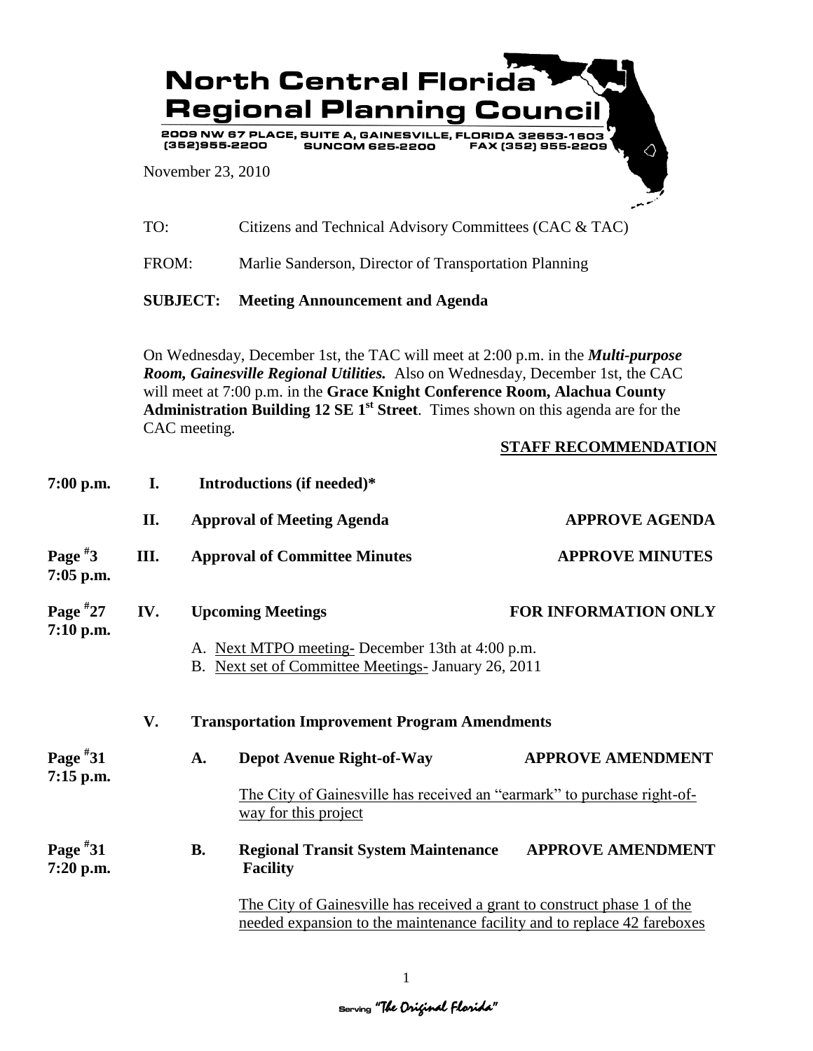# North Central Florida Regional Planning Council

2009 NW 67 PLACE, SUITE A, GAINESVILLE, FLORIDA 32653-1603
(352)955-2200 SUNCOM 625-2200 FAX (352) 955-2209

November 23, 2010

TO: Citizens and Technical Advisory Committees (CAC & TAC)

FROM: Marlie Sanderson, Director of Transportation Planning

**SUBJECT: Meeting Announcement and Agenda**

On Wednesday, December 1st, the TAC will meet at 2:00 p.m. in the ***Multi-purpose Room, Gainesville Regional Utilities.*** Also on Wednesday, December 1st, the CAC will meet at 7:00 p.m. in the **Grace Knight Conference Room, Alachua County Administration Building 12 SE 1st Street**. Times shown on this agenda are for the CAC meeting.

**STAFF RECOMMENDATION**

**7:00 p.m. I. Introductions (if needed)***

**II. Approval of Meeting Agenda** — **APPROVE AGENDA**

**Page #3, 7:05 p.m. III. Approval of Committee Minutes** — **APPROVE MINUTES**

**Page #27, 7:10 p.m. IV. Upcoming Meetings** — **FOR INFORMATION ONLY**

A. Next MTPO meeting- December 13th at 4:00 p.m.
B. Next set of Committee Meetings- January 26, 2011

**V. Transportation Improvement Program Amendments**

**Page #31, 7:15 p.m. A. Depot Avenue Right-of-Way** — **APPROVE AMENDMENT**

The City of Gainesville has received an "earmark" to purchase right-of-way for this project

**Page #31, 7:20 p.m. B. Regional Transit System Maintenance Facility** — **APPROVE AMENDMENT**

The City of Gainesville has received a grant to construct phase 1 of the needed expansion to the maintenance facility and to replace 42 fareboxes

Serving "The Original Florida"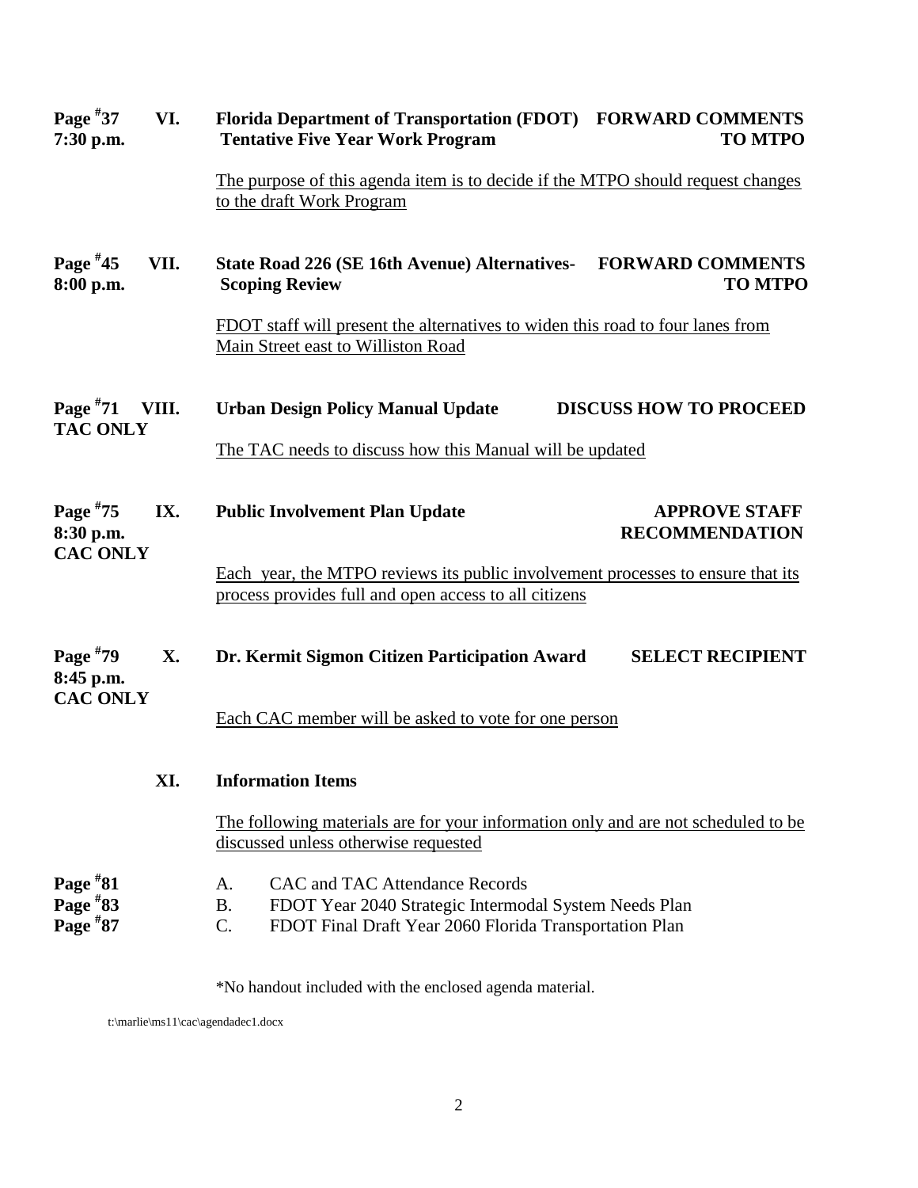**Page [#]37** **VI.** **Florida Department of Transportation (FDOT) Tentative Five Year Work Program** **FORWARD COMMENTS TO MTPO**
**7:30 p.m.**

<u>The purpose of this agenda item is to decide if the MTPO should request changes to the draft Work Program</u>

**Page [#]45** **VII.** **State Road 226 (SE 16th Avenue) Alternatives- Scoping Review** **FORWARD COMMENTS TO MTPO**
**8:00 p.m.**

<u>FDOT staff will present the alternatives to widen this road to four lanes from Main Street east to Williston Road</u>

**Page [#]71** **VIII.** **Urban Design Policy Manual Update** **DISCUSS HOW TO PROCEED**
**TAC ONLY**

<u>The TAC needs to discuss how this Manual will be updated</u>

**Page [#]75** **IX.** **Public Involvement Plan Update** **APPROVE STAFF RECOMMENDATION**
**8:30 p.m.**
**CAC ONLY**

<u>Each year, the MTPO reviews its public involvement processes to ensure that its process provides full and open access to all citizens</u>

**Page [#]79** **X.** **Dr. Kermit Sigmon Citizen Participation Award** **SELECT RECIPIENT**
**8:45 p.m.**
**CAC ONLY**

<u>Each CAC member will be asked to vote for one person</u>

**XI.** **Information Items**

<u>The following materials are for your information only and are not scheduled to be discussed unless otherwise requested</u>

**Page [#]81** A. CAC and TAC Attendance Records
**Page [#]83** B. FDOT Year 2040 Strategic Intermodal System Needs Plan
**Page [#]87** C. FDOT Final Draft Year 2060 Florida Transportation Plan

*No handout included with the enclosed agenda material.

t:\marlie\ms11\cac\agendadec1.docx